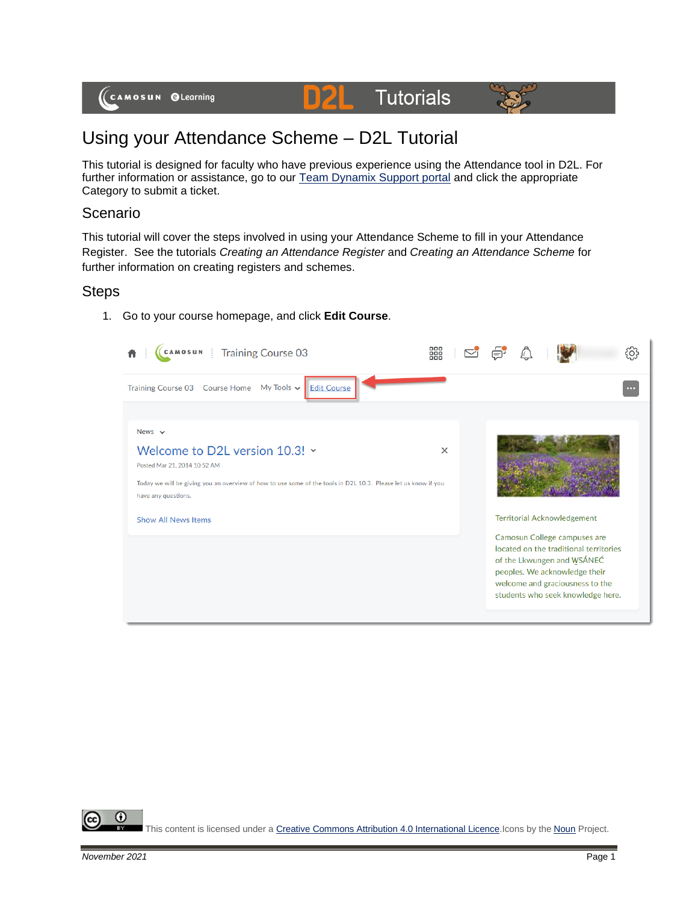# Using your Attendance Scheme – D2L Tutorial

This tutorial is designed for faculty who have previous experience using the Attendance tool in D2L. For further information or assistance, go to our Team Dynamix Support portal and click the appropriate Category to submit a ticket.

## Scenario

This tutorial will cover the steps involved in using your Attendance Scheme to fill in your Attendance Register. See the tutorials *Creating an Attendance Register* and *Creating an Attendance Scheme* for further information on creating registers and schemes.

## Steps

1. Go to your course homepage, and click **Edit Course**.

This content is licensed under a Creative Commons Attribution 4.0 International Licence. Icons by the Noun Project.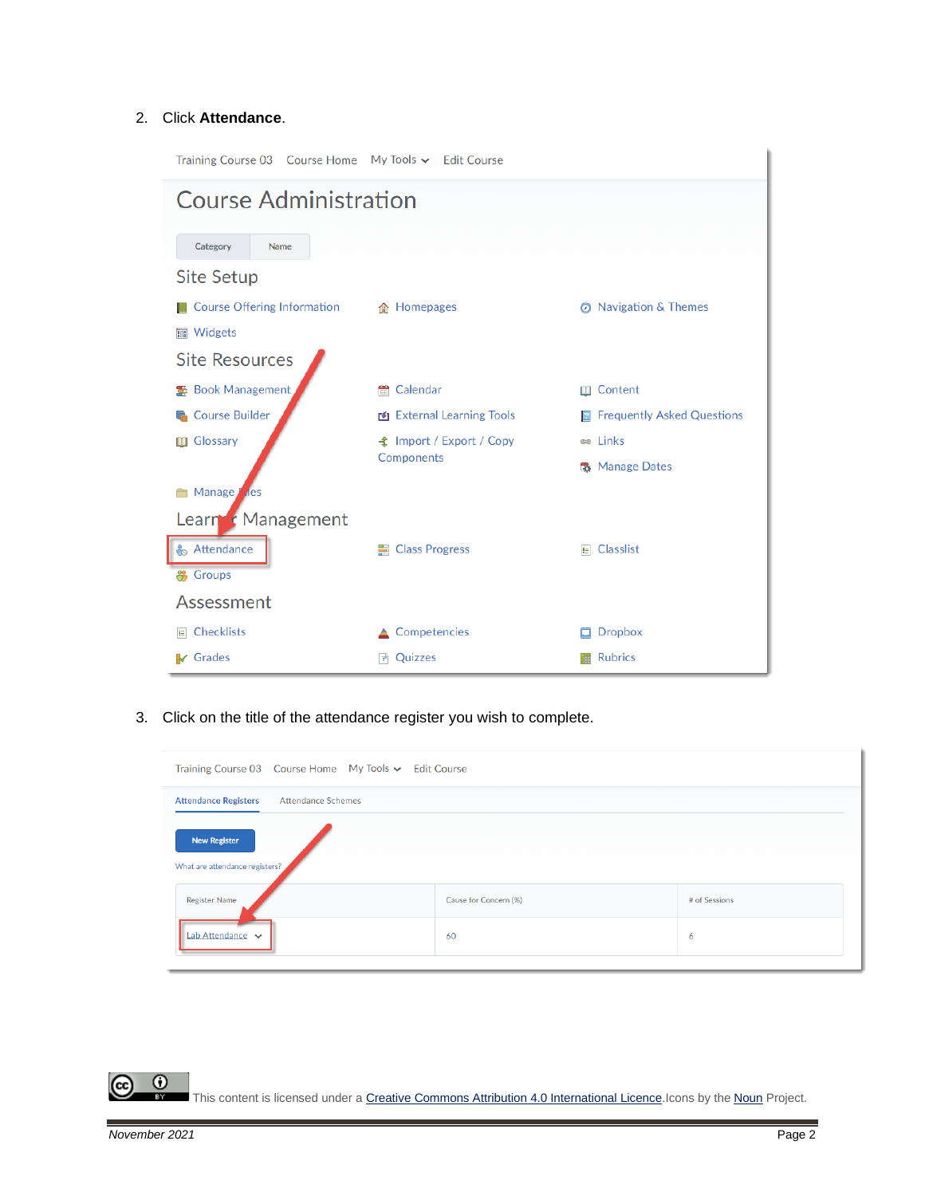2. Click **Attendance**.

3. Click on the title of the attendance register you wish to complete.

This content is licensed under a [Creative Commons Attribution 4.0 International Licence](). Icons by the [Noun]() Project.

*November 2021*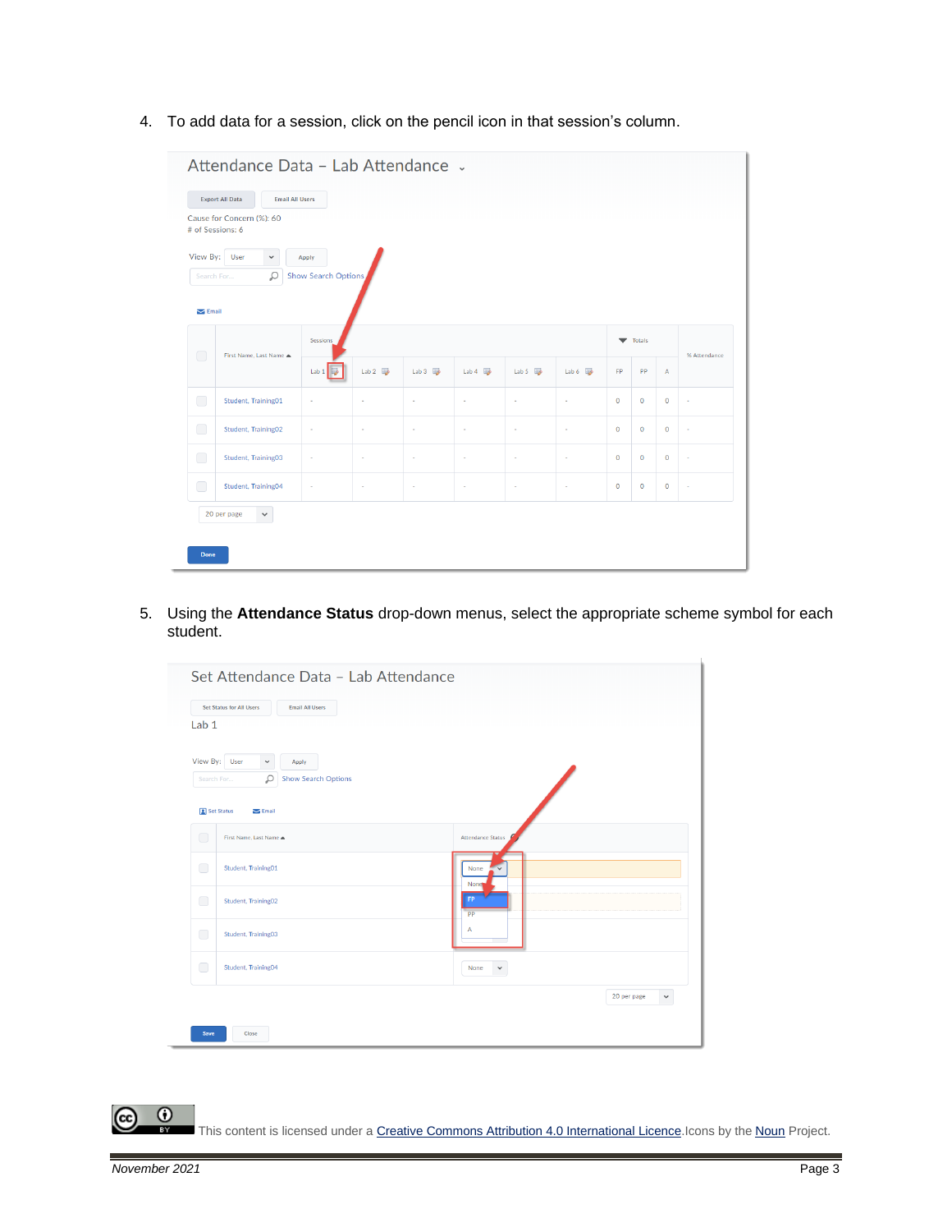4. To add data for a session, click on the pencil icon in that session's column.

5. Using the **Attendance Status** drop-down menus, select the appropriate scheme symbol for each student.

This content is licensed under a Creative Commons Attribution 4.0 International Licence. Icons by the Noun Project.

*November 2021*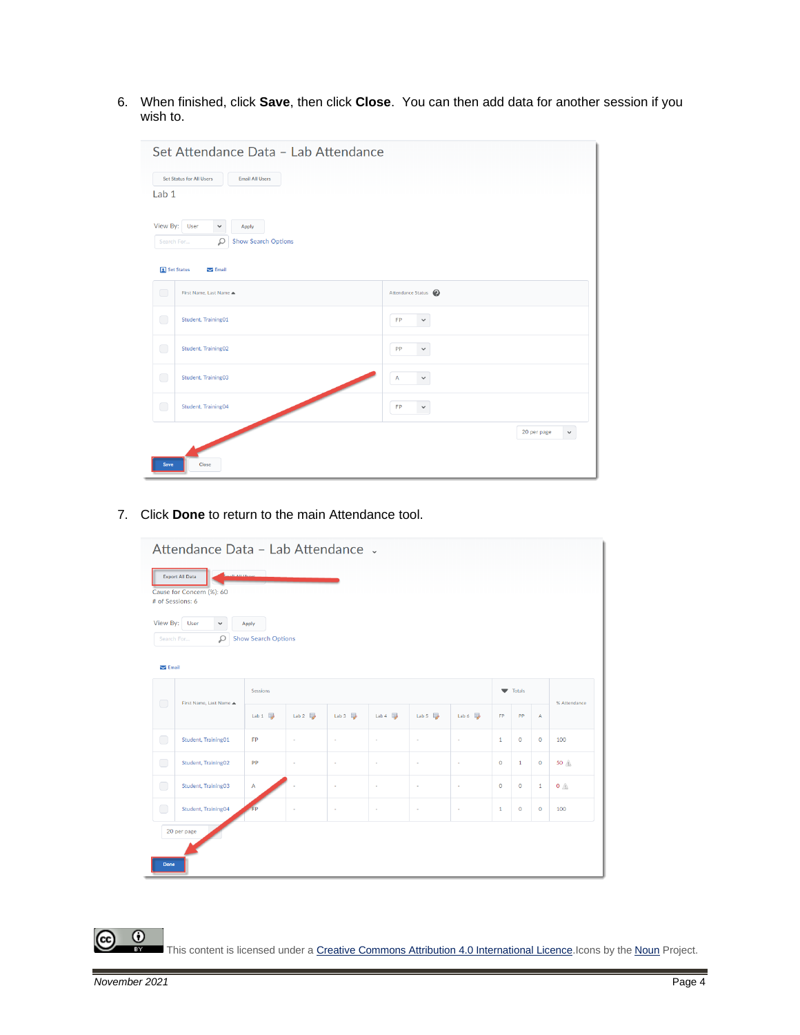6. When finished, click **Save**, then click **Close**.  You can then add data for another session if you wish to.

7. Click **Done** to return to the main Attendance tool.

This content is licensed under a Creative Commons Attribution 4.0 International Licence. Icons by the Noun Project.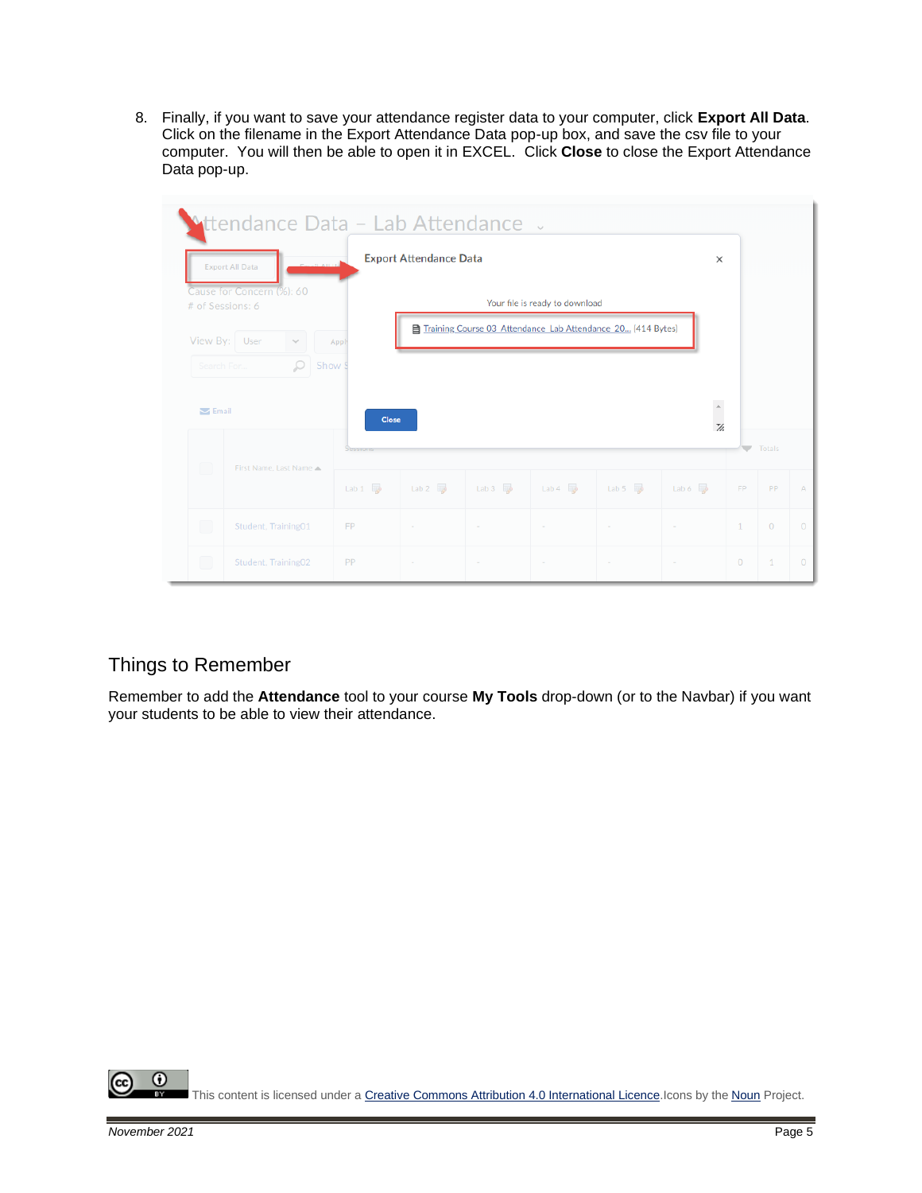8. Finally, if you want to save your attendance register data to your computer, click **Export All Data**. Click on the filename in the Export Attendance Data pop-up box, and save the csv file to your computer. You will then be able to open it in EXCEL. Click **Close** to close the Export Attendance Data pop-up.

## Things to Remember

Remember to add the **Attendance** tool to your course **My Tools** drop-down (or to the Navbar) if you want your students to be able to view their attendance.

This content is licensed under a Creative Commons Attribution 4.0 International Licence. Icons by the Noun Project.

*November 2021*